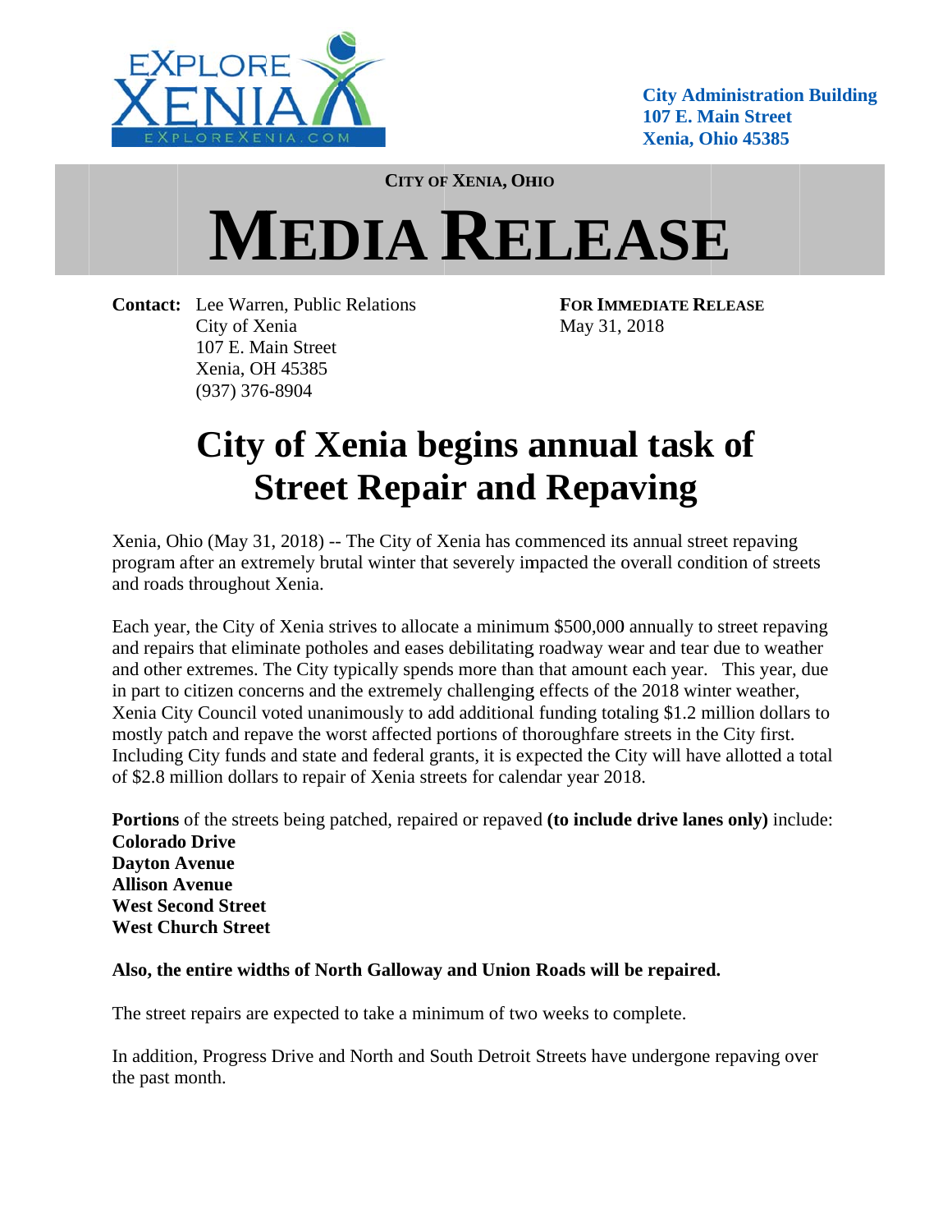City Administration Building
107 E. Main Street
Xenia, Ohio 45385

**CITY OF XENIA, OHIO**

# MEDIA RELEASE

**Contact:** Lee Warren, Public Relations
City of Xenia
107 E. Main Street
Xenia, OH 45385
(937) 376-8904

**FOR IMMEDIATE RELEASE**
May 31, 2018

## City of Xenia begins annual task of Street Repair and Repaving

Xenia, Ohio (May 31, 2018) -- The City of Xenia has commenced its annual street repaving program after an extremely brutal winter that severely impacted the overall condition of streets and roads throughout Xenia.

Each year, the City of Xenia strives to allocate a minimum $500,000 annually to street repaving and repairs that eliminate potholes and eases debilitating roadway wear and tear due to weather and other extremes. The City typically spends more than that amount each year. This year, due in part to citizen concerns and the extremely challenging effects of the 2018 winter weather, Xenia City Council voted unanimously to add additional funding totaling $1.2 million dollars to mostly patch and repave the worst affected portions of thoroughfare streets in the City first. Including City funds and state and federal grants, it is expected the City will have allotted a total of $2.8 million dollars to repair of Xenia streets for calendar year 2018.

**Portions** of the streets being patched, repaired or repaved **(to include drive lanes only)** include:
**Colorado Drive**
**Dayton Avenue**
**Allison Avenue**
**West Second Street**
**West Church Street**

**Also, the entire widths of North Galloway and Union Roads will be repaired.**

The street repairs are expected to take a minimum of two weeks to complete.

In addition, Progress Drive and North and South Detroit Streets have undergone repaving over the past month.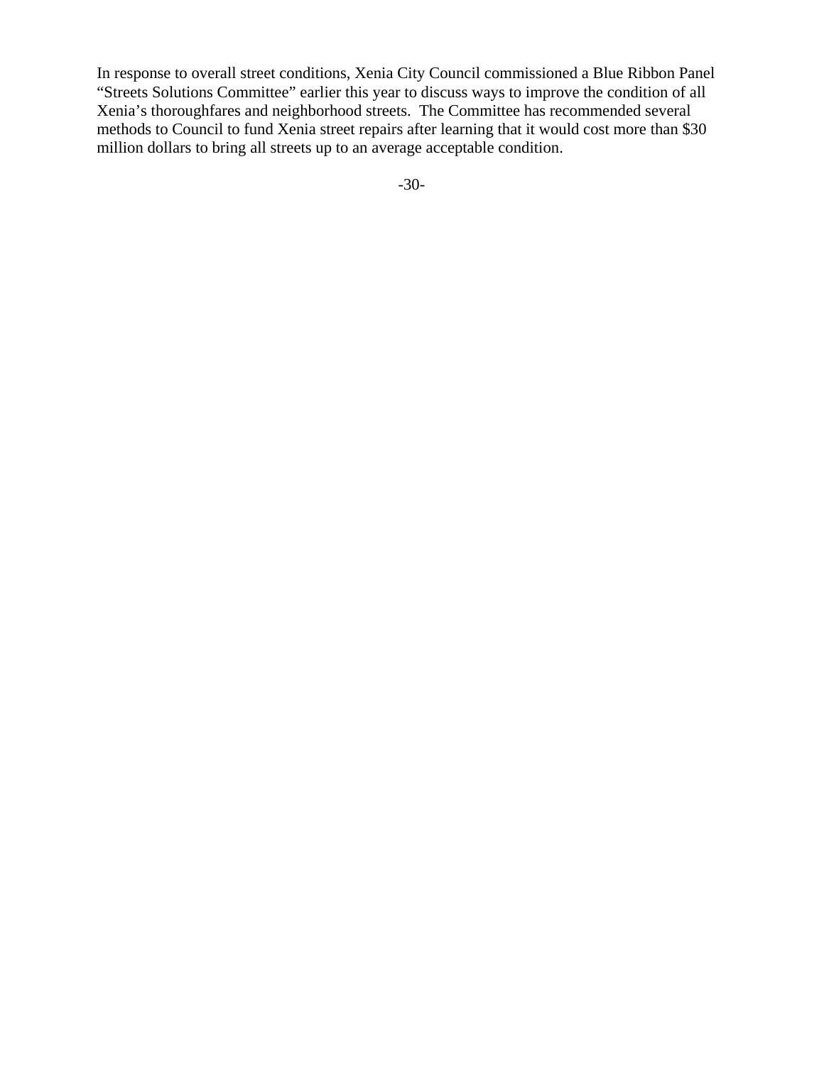In response to overall street conditions, Xenia City Council commissioned a Blue Ribbon Panel "Streets Solutions Committee" earlier this year to discuss ways to improve the condition of all Xenia's thoroughfares and neighborhood streets. The Committee has recommended several methods to Council to fund Xenia street repairs after learning that it would cost more than $30 million dollars to bring all streets up to an average acceptable condition.

-30-